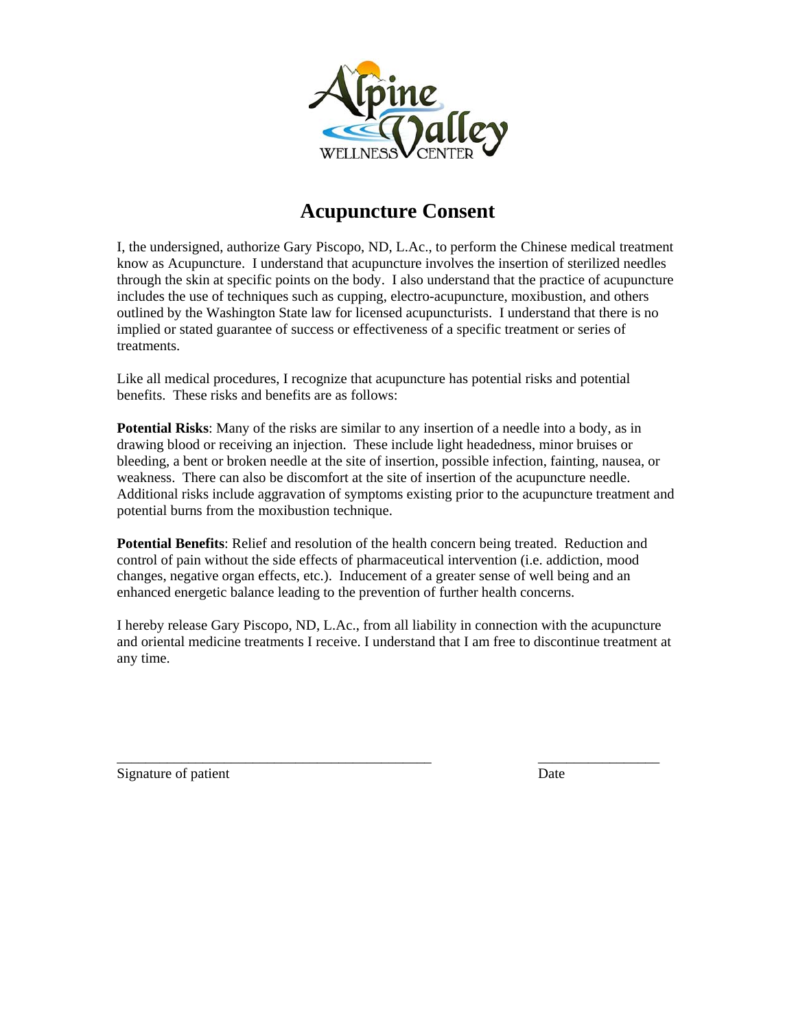Alpine Valley
WELLNESS CENTER

# Acupuncture Consent

I, the undersigned, authorize Gary Piscopo, ND, L.Ac., to perform the Chinese medical treatment know as Acupuncture. I understand that acupuncture involves the insertion of sterilized needles through the skin at specific points on the body. I also understand that the practice of acupuncture includes the use of techniques such as cupping, electro-acupuncture, moxibustion, and others outlined by the Washington State law for licensed acupuncturists. I understand that there is no implied or stated guarantee of success or effectiveness of a specific treatment or series of treatments.

Like all medical procedures, I recognize that acupuncture has potential risks and potential benefits. These risks and benefits are as follows:

**Potential Risks**: Many of the risks are similar to any insertion of a needle into a body, as in drawing blood or receiving an injection. These include light headedness, minor bruises or bleeding, a bent or broken needle at the site of insertion, possible infection, fainting, nausea, or weakness. There can also be discomfort at the site of insertion of the acupuncture needle. Additional risks include aggravation of symptoms existing prior to the acupuncture treatment and potential burns from the moxibustion technique.

**Potential Benefits**: Relief and resolution of the health concern being treated. Reduction and control of pain without the side effects of pharmaceutical intervention (i.e. addiction, mood changes, negative organ effects, etc.). Inducement of a greater sense of well being and an enhanced energetic balance leading to the prevention of further health concerns.

I hereby release Gary Piscopo, ND, L.Ac., from all liability in connection with the acupuncture and oriental medicine treatments I receive. I understand that I am free to discontinue treatment at any time.

_____________________________________________ _________________

Signature of patient Date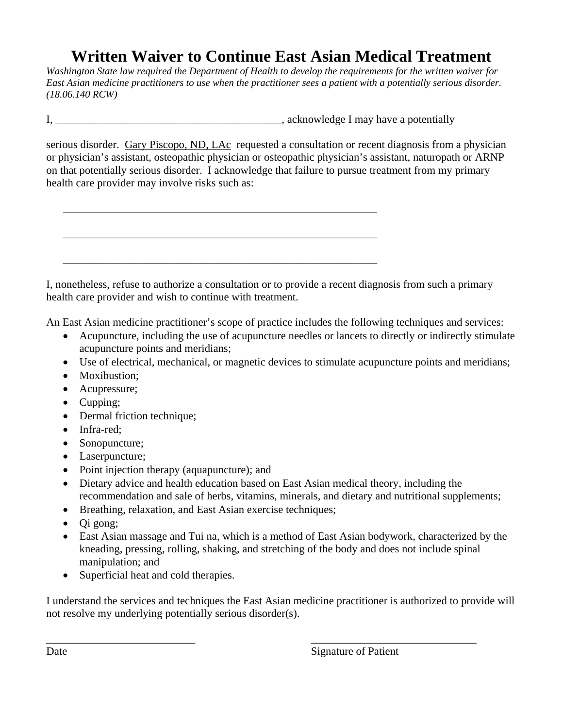# Written Waiver to Continue East Asian Medical Treatment

*Washington State law required the Department of Health to develop the requirements for the written waiver for East Asian medicine practitioners to use when the practitioner sees a patient with a potentially serious disorder. (18.06.140 RCW)*

I, __________________________________________, acknowledge I may have a potentially serious disorder. Gary Piscopo, ND, LAc requested a consultation or recent diagnosis from a physician or physician's assistant, osteopathic physician or osteopathic physician's assistant, naturopath or ARNP on that potentially serious disorder. I acknowledge that failure to pursue treatment from my primary health care provider may involve risks such as:

____________________________________________________________

____________________________________________________________

____________________________________________________________

I, nonetheless, refuse to authorize a consultation or to provide a recent diagnosis from such a primary health care provider and wish to continue with treatment.

An East Asian medicine practitioner's scope of practice includes the following techniques and services:

- Acupuncture, including the use of acupuncture needles or lancets to directly or indirectly stimulate acupuncture points and meridians;
- Use of electrical, mechanical, or magnetic devices to stimulate acupuncture points and meridians;
- Moxibustion;
- Acupressure;
- Cupping;
- Dermal friction technique;
- Infra-red;
- Sonopuncture;
- Laserpuncture;
- Point injection therapy (aquapuncture); and
- Dietary advice and health education based on East Asian medical theory, including the recommendation and sale of herbs, vitamins, minerals, and dietary and nutritional supplements;
- Breathing, relaxation, and East Asian exercise techniques;
- Qi gong;
- East Asian massage and Tui na, which is a method of East Asian bodywork, characterized by the kneading, pressing, rolling, shaking, and stretching of the body and does not include spinal manipulation; and
- Superficial heat and cold therapies.

I understand the services and techniques the East Asian medicine practitioner is authorized to provide will not resolve my underlying potentially serious disorder(s).

___________________________ &nbsp;&nbsp;&nbsp;&nbsp;&nbsp;&nbsp;&nbsp;&nbsp;&nbsp;&nbsp; ______________________________

Date &nbsp;&nbsp;&nbsp;&nbsp;&nbsp;&nbsp;&nbsp;&nbsp;&nbsp;&nbsp;&nbsp;&nbsp;&nbsp;&nbsp;&nbsp;&nbsp;&nbsp;&nbsp;&nbsp;&nbsp;&nbsp;&nbsp;&nbsp;&nbsp;&nbsp;&nbsp;&nbsp;&nbsp;&nbsp;&nbsp;&nbsp;&nbsp;&nbsp;&nbsp;&nbsp;&nbsp;&nbsp;&nbsp;&nbsp;&nbsp; Signature of Patient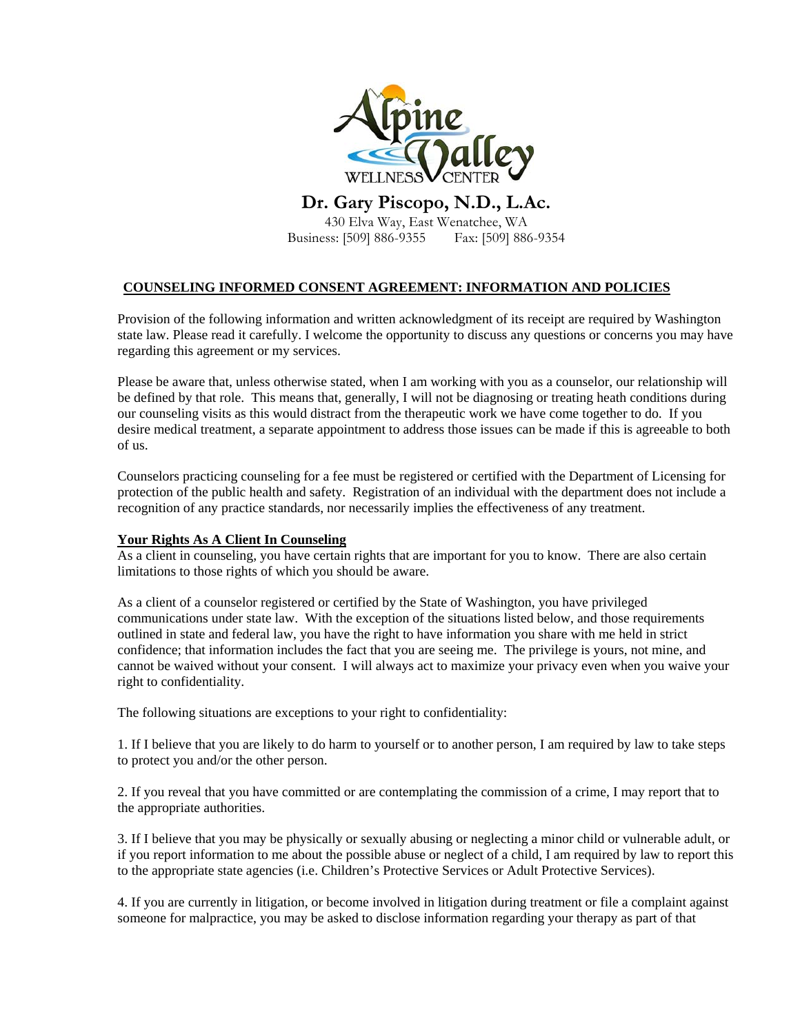**Dr. Gary Piscopo, N.D., L.Ac.**

430 Elva Way, East Wenatchee, WA

Business: [509] 886-9355 Fax: [509] 886-9354

## COUNSELING INFORMED CONSENT AGREEMENT: INFORMATION AND POLICIES

Provision of the following information and written acknowledgment of its receipt are required by Washington state law. Please read it carefully. I welcome the opportunity to discuss any questions or concerns you may have regarding this agreement or my services.

Please be aware that, unless otherwise stated, when I am working with you as a counselor, our relationship will be defined by that role. This means that, generally, I will not be diagnosing or treating heath conditions during our counseling visits as this would distract from the therapeutic work we have come together to do. If you desire medical treatment, a separate appointment to address those issues can be made if this is agreeable to both of us.

Counselors practicing counseling for a fee must be registered or certified with the Department of Licensing for protection of the public health and safety. Registration of an individual with the department does not include a recognition of any practice standards, nor necessarily implies the effectiveness of any treatment.

### Your Rights As A Client In Counseling

As a client in counseling, you have certain rights that are important for you to know. There are also certain limitations to those rights of which you should be aware.

As a client of a counselor registered or certified by the State of Washington, you have privileged communications under state law. With the exception of the situations listed below, and those requirements outlined in state and federal law, you have the right to have information you share with me held in strict confidence; that information includes the fact that you are seeing me. The privilege is yours, not mine, and cannot be waived without your consent. I will always act to maximize your privacy even when you waive your right to confidentiality.

The following situations are exceptions to your right to confidentiality:

1. If I believe that you are likely to do harm to yourself or to another person, I am required by law to take steps to protect you and/or the other person.

2. If you reveal that you have committed or are contemplating the commission of a crime, I may report that to the appropriate authorities.

3. If I believe that you may be physically or sexually abusing or neglecting a minor child or vulnerable adult, or if you report information to me about the possible abuse or neglect of a child, I am required by law to report this to the appropriate state agencies (i.e. Children's Protective Services or Adult Protective Services).

4. If you are currently in litigation, or become involved in litigation during treatment or file a complaint against someone for malpractice, you may be asked to disclose information regarding your therapy as part of that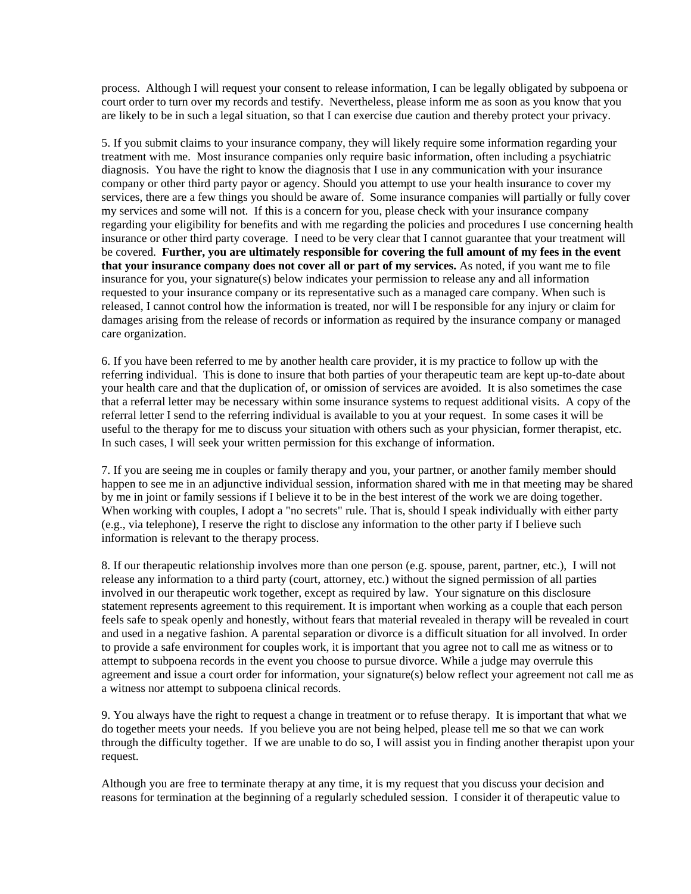process. Although I will request your consent to release information, I can be legally obligated by subpoena or court order to turn over my records and testify. Nevertheless, please inform me as soon as you know that you are likely to be in such a legal situation, so that I can exercise due caution and thereby protect your privacy.

5. If you submit claims to your insurance company, they will likely require some information regarding your treatment with me. Most insurance companies only require basic information, often including a psychiatric diagnosis. You have the right to know the diagnosis that I use in any communication with your insurance company or other third party payor or agency. Should you attempt to use your health insurance to cover my services, there are a few things you should be aware of. Some insurance companies will partially or fully cover my services and some will not. If this is a concern for you, please check with your insurance company regarding your eligibility for benefits and with me regarding the policies and procedures I use concerning health insurance or other third party coverage. I need to be very clear that I cannot guarantee that your treatment will be covered. **Further, you are ultimately responsible for covering the full amount of my fees in the event that your insurance company does not cover all or part of my services.** As noted, if you want me to file insurance for you, your signature(s) below indicates your permission to release any and all information requested to your insurance company or its representative such as a managed care company. When such is released, I cannot control how the information is treated, nor will I be responsible for any injury or claim for damages arising from the release of records or information as required by the insurance company or managed care organization.

6. If you have been referred to me by another health care provider, it is my practice to follow up with the referring individual. This is done to insure that both parties of your therapeutic team are kept up-to-date about your health care and that the duplication of, or omission of services are avoided. It is also sometimes the case that a referral letter may be necessary within some insurance systems to request additional visits. A copy of the referral letter I send to the referring individual is available to you at your request. In some cases it will be useful to the therapy for me to discuss your situation with others such as your physician, former therapist, etc. In such cases, I will seek your written permission for this exchange of information.

7. If you are seeing me in couples or family therapy and you, your partner, or another family member should happen to see me in an adjunctive individual session, information shared with me in that meeting may be shared by me in joint or family sessions if I believe it to be in the best interest of the work we are doing together. When working with couples, I adopt a "no secrets" rule. That is, should I speak individually with either party (e.g., via telephone), I reserve the right to disclose any information to the other party if I believe such information is relevant to the therapy process.

8. If our therapeutic relationship involves more than one person (e.g. spouse, parent, partner, etc.), I will not release any information to a third party (court, attorney, etc.) without the signed permission of all parties involved in our therapeutic work together, except as required by law. Your signature on this disclosure statement represents agreement to this requirement. It is important when working as a couple that each person feels safe to speak openly and honestly, without fears that material revealed in therapy will be revealed in court and used in a negative fashion. A parental separation or divorce is a difficult situation for all involved. In order to provide a safe environment for couples work, it is important that you agree not to call me as witness or to attempt to subpoena records in the event you choose to pursue divorce. While a judge may overrule this agreement and issue a court order for information, your signature(s) below reflect your agreement not call me as a witness nor attempt to subpoena clinical records.

9. You always have the right to request a change in treatment or to refuse therapy. It is important that what we do together meets your needs. If you believe you are not being helped, please tell me so that we can work through the difficulty together. If we are unable to do so, I will assist you in finding another therapist upon your request.

Although you are free to terminate therapy at any time, it is my request that you discuss your decision and reasons for termination at the beginning of a regularly scheduled session. I consider it of therapeutic value to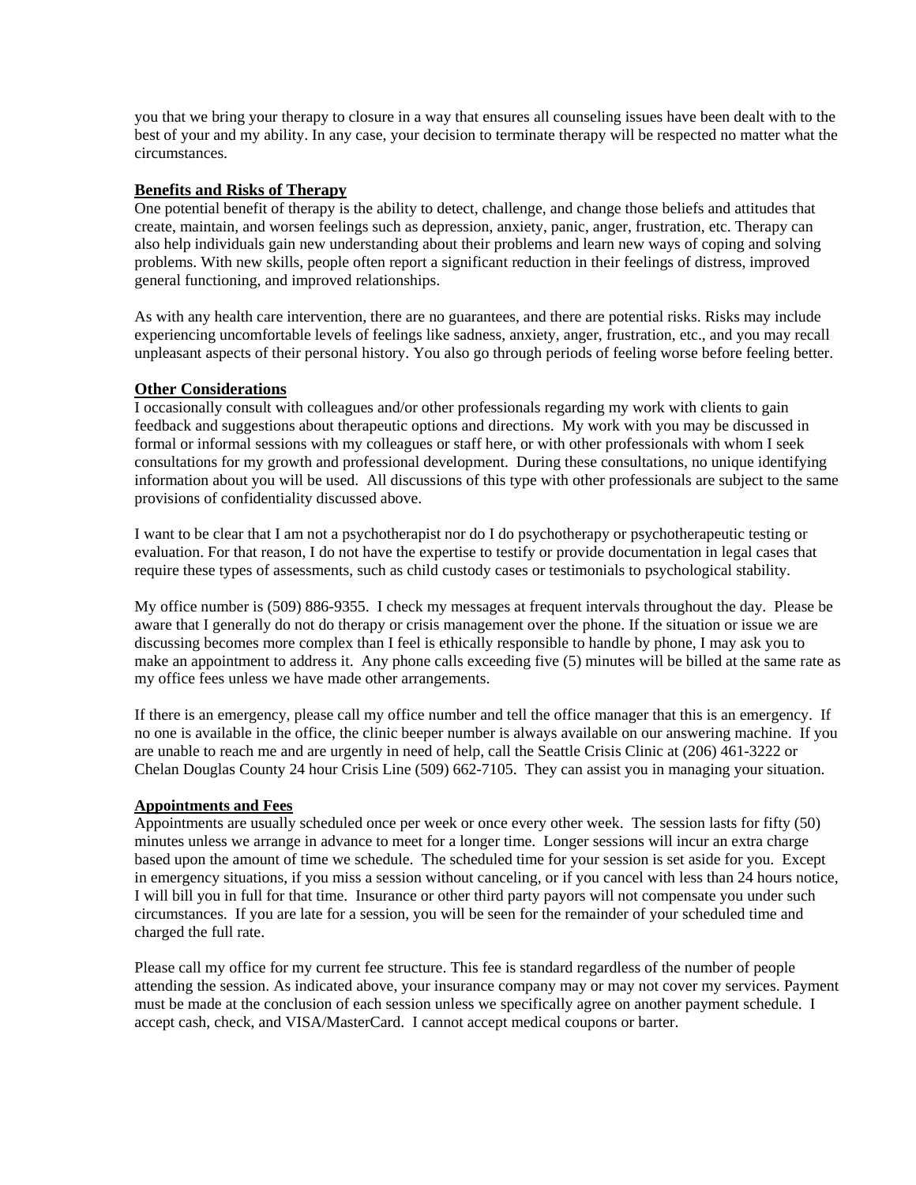you that we bring your therapy to closure in a way that ensures all counseling issues have been dealt with to the best of your and my ability. In any case, your decision to terminate therapy will be respected no matter what the circumstances.

**Benefits and Risks of Therapy**

One potential benefit of therapy is the ability to detect, challenge, and change those beliefs and attitudes that create, maintain, and worsen feelings such as depression, anxiety, panic, anger, frustration, etc. Therapy can also help individuals gain new understanding about their problems and learn new ways of coping and solving problems. With new skills, people often report a significant reduction in their feelings of distress, improved general functioning, and improved relationships.

As with any health care intervention, there are no guarantees, and there are potential risks. Risks may include experiencing uncomfortable levels of feelings like sadness, anxiety, anger, frustration, etc., and you may recall unpleasant aspects of their personal history. You also go through periods of feeling worse before feeling better.

**Other Considerations**

I occasionally consult with colleagues and/or other professionals regarding my work with clients to gain feedback and suggestions about therapeutic options and directions. My work with you may be discussed in formal or informal sessions with my colleagues or staff here, or with other professionals with whom I seek consultations for my growth and professional development. During these consultations, no unique identifying information about you will be used. All discussions of this type with other professionals are subject to the same provisions of confidentiality discussed above.

I want to be clear that I am not a psychotherapist nor do I do psychotherapy or psychotherapeutic testing or evaluation. For that reason, I do not have the expertise to testify or provide documentation in legal cases that require these types of assessments, such as child custody cases or testimonials to psychological stability.

My office number is (509) 886-9355. I check my messages at frequent intervals throughout the day. Please be aware that I generally do not do therapy or crisis management over the phone. If the situation or issue we are discussing becomes more complex than I feel is ethically responsible to handle by phone, I may ask you to make an appointment to address it. Any phone calls exceeding five (5) minutes will be billed at the same rate as my office fees unless we have made other arrangements.

If there is an emergency, please call my office number and tell the office manager that this is an emergency. If no one is available in the office, the clinic beeper number is always available on our answering machine. If you are unable to reach me and are urgently in need of help, call the Seattle Crisis Clinic at (206) 461-3222 or Chelan Douglas County 24 hour Crisis Line (509) 662-7105. They can assist you in managing your situation.

**Appointments and Fees**

Appointments are usually scheduled once per week or once every other week. The session lasts for fifty (50) minutes unless we arrange in advance to meet for a longer time. Longer sessions will incur an extra charge based upon the amount of time we schedule. The scheduled time for your session is set aside for you. Except in emergency situations, if you miss a session without canceling, or if you cancel with less than 24 hours notice, I will bill you in full for that time. Insurance or other third party payors will not compensate you under such circumstances. If you are late for a session, you will be seen for the remainder of your scheduled time and charged the full rate.

Please call my office for my current fee structure. This fee is standard regardless of the number of people attending the session. As indicated above, your insurance company may or may not cover my services. Payment must be made at the conclusion of each session unless we specifically agree on another payment schedule. I accept cash, check, and VISA/MasterCard. I cannot accept medical coupons or barter.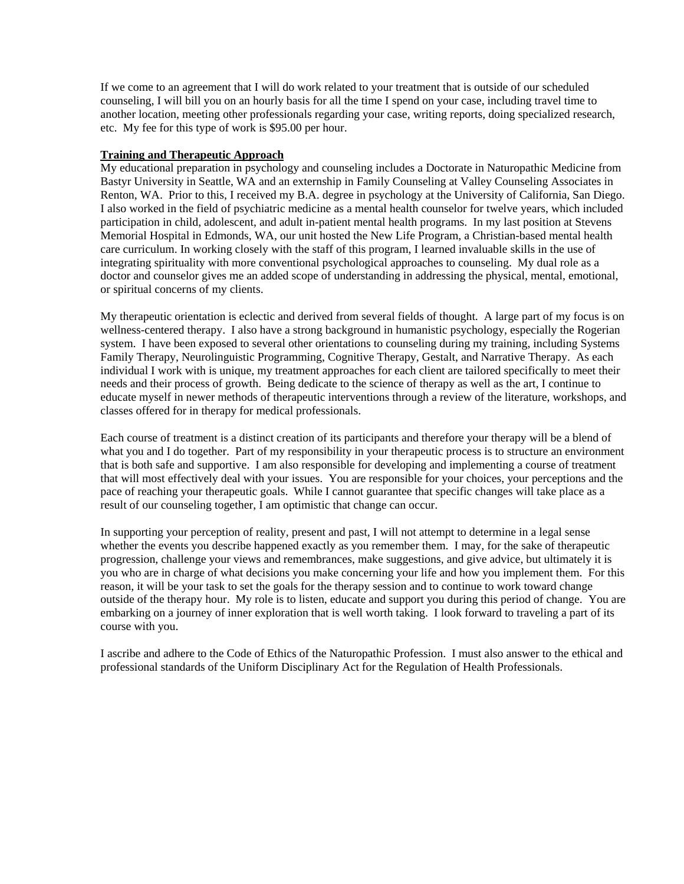If we come to an agreement that I will do work related to your treatment that is outside of our scheduled counseling, I will bill you on an hourly basis for all the time I spend on your case, including travel time to another location, meeting other professionals regarding your case, writing reports, doing specialized research, etc. My fee for this type of work is $95.00 per hour.

**Training and Therapeutic Approach**

My educational preparation in psychology and counseling includes a Doctorate in Naturopathic Medicine from Bastyr University in Seattle, WA and an externship in Family Counseling at Valley Counseling Associates in Renton, WA. Prior to this, I received my B.A. degree in psychology at the University of California, San Diego. I also worked in the field of psychiatric medicine as a mental health counselor for twelve years, which included participation in child, adolescent, and adult in-patient mental health programs. In my last position at Stevens Memorial Hospital in Edmonds, WA, our unit hosted the New Life Program, a Christian-based mental health care curriculum. In working closely with the staff of this program, I learned invaluable skills in the use of integrating spirituality with more conventional psychological approaches to counseling. My dual role as a doctor and counselor gives me an added scope of understanding in addressing the physical, mental, emotional, or spiritual concerns of my clients.

My therapeutic orientation is eclectic and derived from several fields of thought. A large part of my focus is on wellness-centered therapy. I also have a strong background in humanistic psychology, especially the Rogerian system. I have been exposed to several other orientations to counseling during my training, including Systems Family Therapy, Neurolinguistic Programming, Cognitive Therapy, Gestalt, and Narrative Therapy. As each individual I work with is unique, my treatment approaches for each client are tailored specifically to meet their needs and their process of growth. Being dedicate to the science of therapy as well as the art, I continue to educate myself in newer methods of therapeutic interventions through a review of the literature, workshops, and classes offered for in therapy for medical professionals.

Each course of treatment is a distinct creation of its participants and therefore your therapy will be a blend of what you and I do together. Part of my responsibility in your therapeutic process is to structure an environment that is both safe and supportive. I am also responsible for developing and implementing a course of treatment that will most effectively deal with your issues. You are responsible for your choices, your perceptions and the pace of reaching your therapeutic goals. While I cannot guarantee that specific changes will take place as a result of our counseling together, I am optimistic that change can occur.

In supporting your perception of reality, present and past, I will not attempt to determine in a legal sense whether the events you describe happened exactly as you remember them. I may, for the sake of therapeutic progression, challenge your views and remembrances, make suggestions, and give advice, but ultimately it is you who are in charge of what decisions you make concerning your life and how you implement them. For this reason, it will be your task to set the goals for the therapy session and to continue to work toward change outside of the therapy hour. My role is to listen, educate and support you during this period of change. You are embarking on a journey of inner exploration that is well worth taking. I look forward to traveling a part of its course with you.

I ascribe and adhere to the Code of Ethics of the Naturopathic Profession. I must also answer to the ethical and professional standards of the Uniform Disciplinary Act for the Regulation of Health Professionals.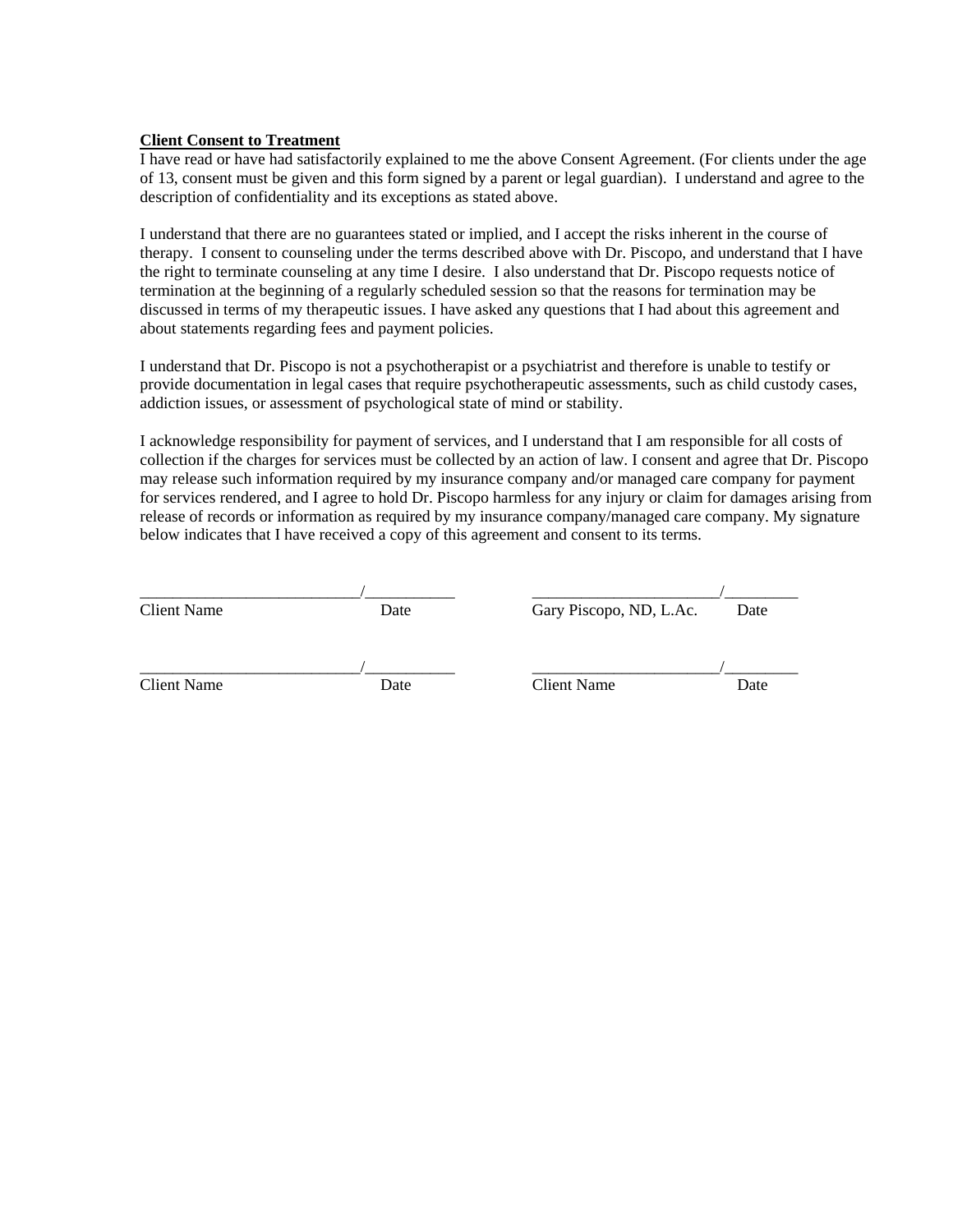**<u>Client Consent to Treatment</u>**

I have read or have had satisfactorily explained to me the above Consent Agreement. (For clients under the age of 13, consent must be given and this form signed by a parent or legal guardian). I understand and agree to the description of confidentiality and its exceptions as stated above.

I understand that there are no guarantees stated or implied, and I accept the risks inherent in the course of therapy. I consent to counseling under the terms described above with Dr. Piscopo, and understand that I have the right to terminate counseling at any time I desire. I also understand that Dr. Piscopo requests notice of termination at the beginning of a regularly scheduled session so that the reasons for termination may be discussed in terms of my therapeutic issues. I have asked any questions that I had about this agreement and about statements regarding fees and payment policies.

I understand that Dr. Piscopo is not a psychotherapist or a psychiatrist and therefore is unable to testify or provide documentation in legal cases that require psychotherapeutic assessments, such as child custody cases, addiction issues, or assessment of psychological state of mind or stability.

I acknowledge responsibility for payment of services, and I understand that I am responsible for all costs of collection if the charges for services must be collected by an action of law. I consent and agree that Dr. Piscopo may release such information required by my insurance company and/or managed care company for payment for services rendered, and I agree to hold Dr. Piscopo harmless for any injury or claim for damages arising from release of records or information as required by my insurance company/managed care company. My signature below indicates that I have received a copy of this agreement and consent to its terms.

___________________________/___________ &nbsp;&nbsp;&nbsp;&nbsp; _______________________/_________
Client Name &nbsp;&nbsp;&nbsp;&nbsp;&nbsp;&nbsp;&nbsp;&nbsp;&nbsp;&nbsp;&nbsp;&nbsp;&nbsp;&nbsp;&nbsp; Date &nbsp;&nbsp;&nbsp;&nbsp;&nbsp;&nbsp;&nbsp;&nbsp; Gary Piscopo, ND, L.Ac. &nbsp;&nbsp;&nbsp; Date

___________________________/___________ &nbsp;&nbsp;&nbsp;&nbsp; _______________________/_________
Client Name &nbsp;&nbsp;&nbsp;&nbsp;&nbsp;&nbsp;&nbsp;&nbsp;&nbsp;&nbsp;&nbsp;&nbsp;&nbsp;&nbsp;&nbsp; Date &nbsp;&nbsp;&nbsp;&nbsp;&nbsp;&nbsp;&nbsp;&nbsp; Client Name &nbsp;&nbsp;&nbsp;&nbsp;&nbsp;&nbsp;&nbsp;&nbsp;&nbsp;&nbsp; Date